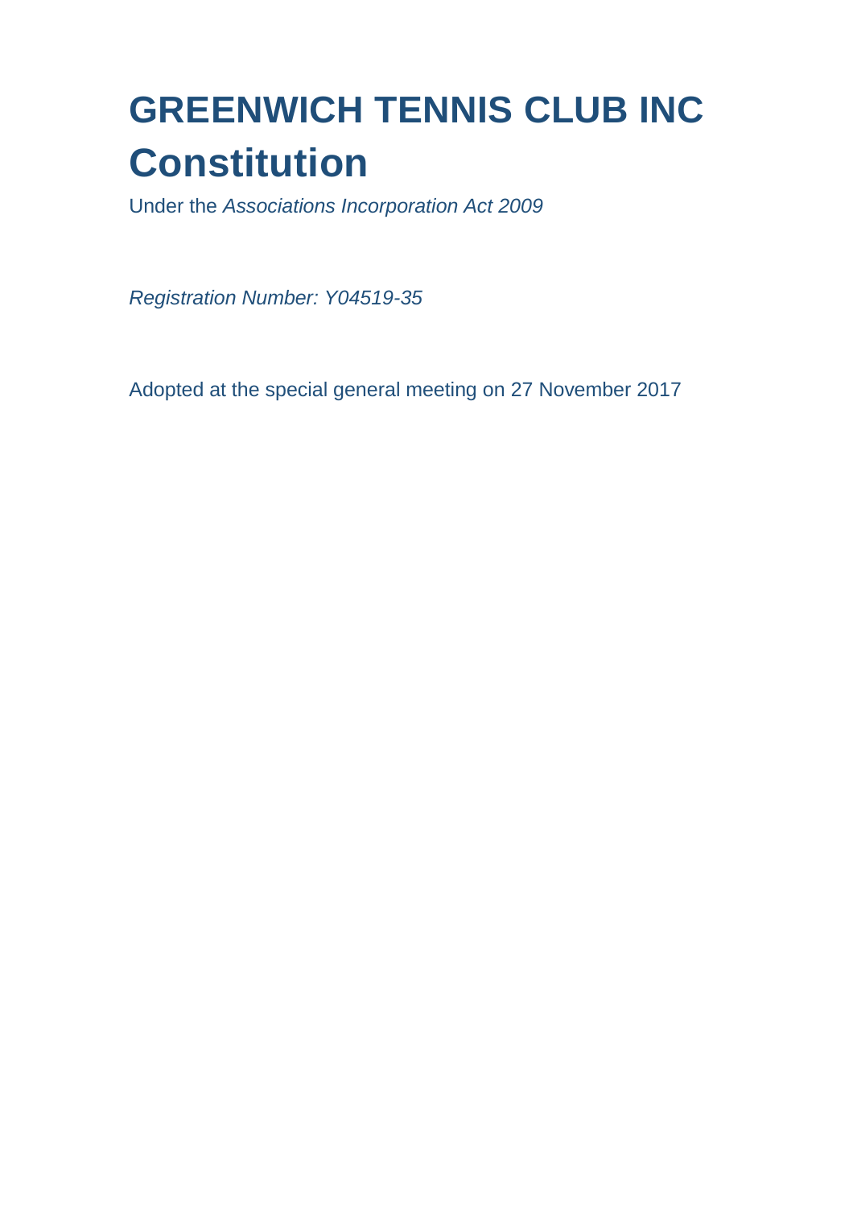# GREENWICH TENNIS CLUB INC Constitution

Under the *Associations Incorporation Act 2009*

*Registration Number: Y04519-35*

Adopted at the special general meeting on 27 November 2017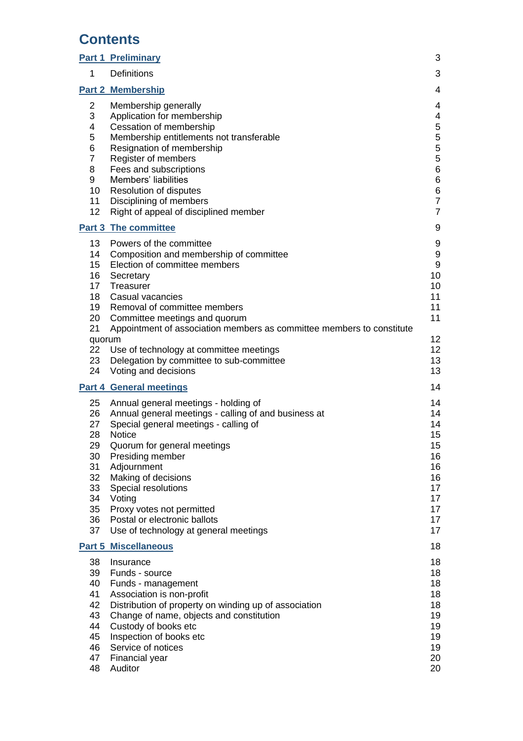# Contents

| | | |
|---|---|---|
| **Part 1 Preliminary** | | 3 |
| 1 | Definitions | 3 |
| **Part 2 Membership** | | 4 |
| 2 | Membership generally | 4 |
| 3 | Application for membership | 4 |
| 4 | Cessation of membership | 5 |
| 5 | Membership entitlements not transferable | 5 |
| 6 | Resignation of membership | 5 |
| 7 | Register of members | 5 |
| 8 | Fees and subscriptions | 6 |
| 9 | Members' liabilities | 6 |
| 10 | Resolution of disputes | 6 |
| 11 | Disciplining of members | 7 |
| 12 | Right of appeal of disciplined member | 7 |
| **Part 3 The committee** | | 9 |
| 13 | Powers of the committee | 9 |
| 14 | Composition and membership of committee | 9 |
| 15 | Election of committee members | 9 |
| 16 | Secretary | 10 |
| 17 | Treasurer | 10 |
| 18 | Casual vacancies | 11 |
| 19 | Removal of committee members | 11 |
| 20 | Committee meetings and quorum | 11 |
| 21 | Appointment of association members as committee members to constitute quorum | 12 |
| 22 | Use of technology at committee meetings | 12 |
| 23 | Delegation by committee to sub-committee | 13 |
| 24 | Voting and decisions | 13 |
| **Part 4 General meetings** | | 14 |
| 25 | Annual general meetings - holding of | 14 |
| 26 | Annual general meetings - calling of and business at | 14 |
| 27 | Special general meetings - calling of | 14 |
| 28 | Notice | 15 |
| 29 | Quorum for general meetings | 15 |
| 30 | Presiding member | 16 |
| 31 | Adjournment | 16 |
| 32 | Making of decisions | 16 |
| 33 | Special resolutions | 17 |
| 34 | Voting | 17 |
| 35 | Proxy votes not permitted | 17 |
| 36 | Postal or electronic ballots | 17 |
| 37 | Use of technology at general meetings | 17 |
| **Part 5 Miscellaneous** | | 18 |
| 38 | Insurance | 18 |
| 39 | Funds - source | 18 |
| 40 | Funds - management | 18 |
| 41 | Association is non-profit | 18 |
| 42 | Distribution of property on winding up of association | 18 |
| 43 | Change of name, objects and constitution | 19 |
| 44 | Custody of books etc | 19 |
| 45 | Inspection of books etc | 19 |
| 46 | Service of notices | 19 |
| 47 | Financial year | 20 |
| 48 | Auditor | 20 |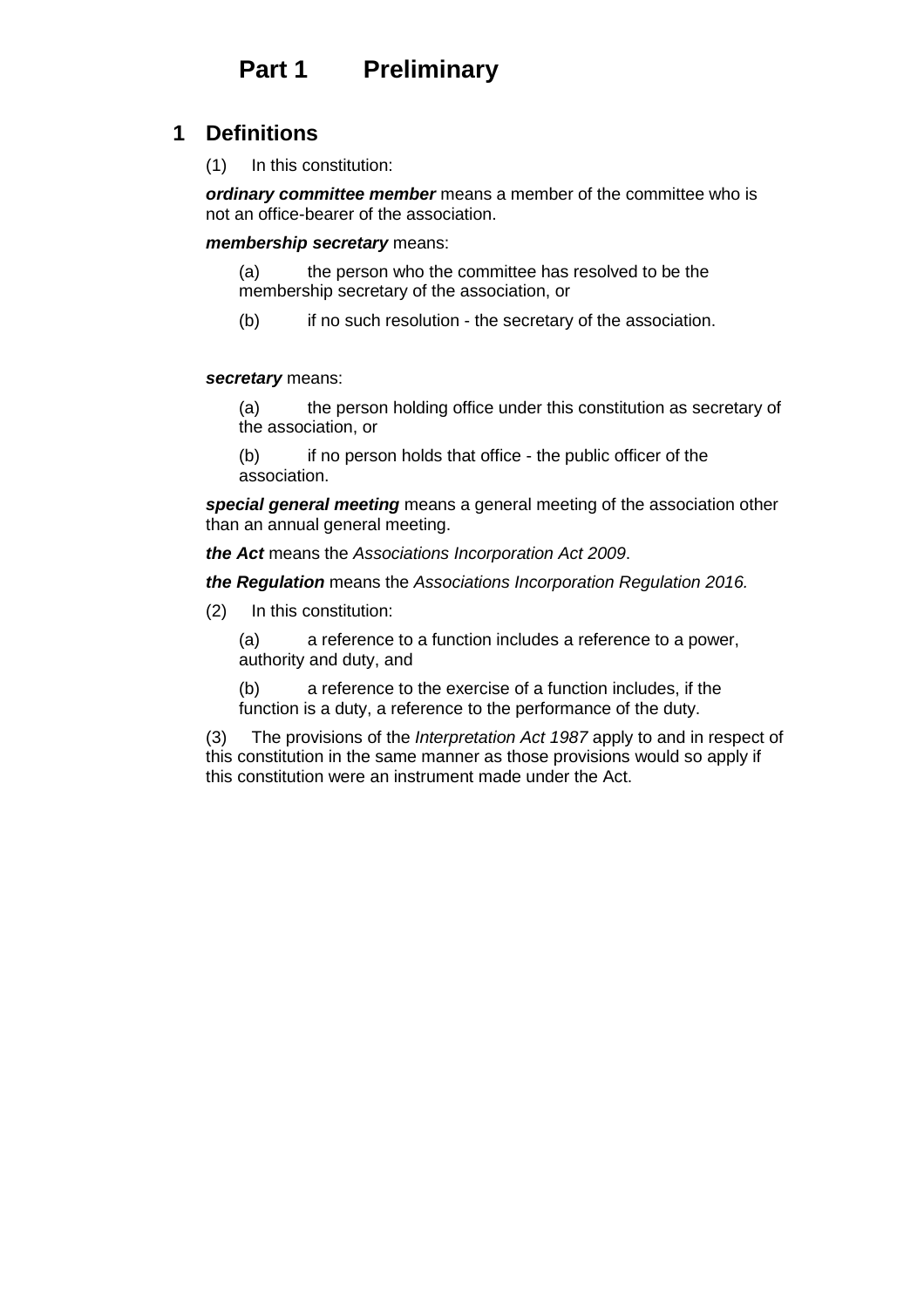# Part 1 Preliminary

## 1 Definitions

(1) In this constitution:

***ordinary committee member*** means a member of the committee who is not an office-bearer of the association.

***membership secretary*** means:

(a) the person who the committee has resolved to be the membership secretary of the association, or

(b) if no such resolution - the secretary of the association.

***secretary*** means:

(a) the person holding office under this constitution as secretary of the association, or

(b) if no person holds that office - the public officer of the association.

***special general meeting*** means a general meeting of the association other than an annual general meeting.

***the Act*** means the *Associations Incorporation Act 2009*.

***the Regulation*** means the *Associations Incorporation Regulation 2016.*

(2) In this constitution:

(a) a reference to a function includes a reference to a power, authority and duty, and

(b) a reference to the exercise of a function includes, if the function is a duty, a reference to the performance of the duty.

(3) The provisions of the *Interpretation Act 1987* apply to and in respect of this constitution in the same manner as those provisions would so apply if this constitution were an instrument made under the Act.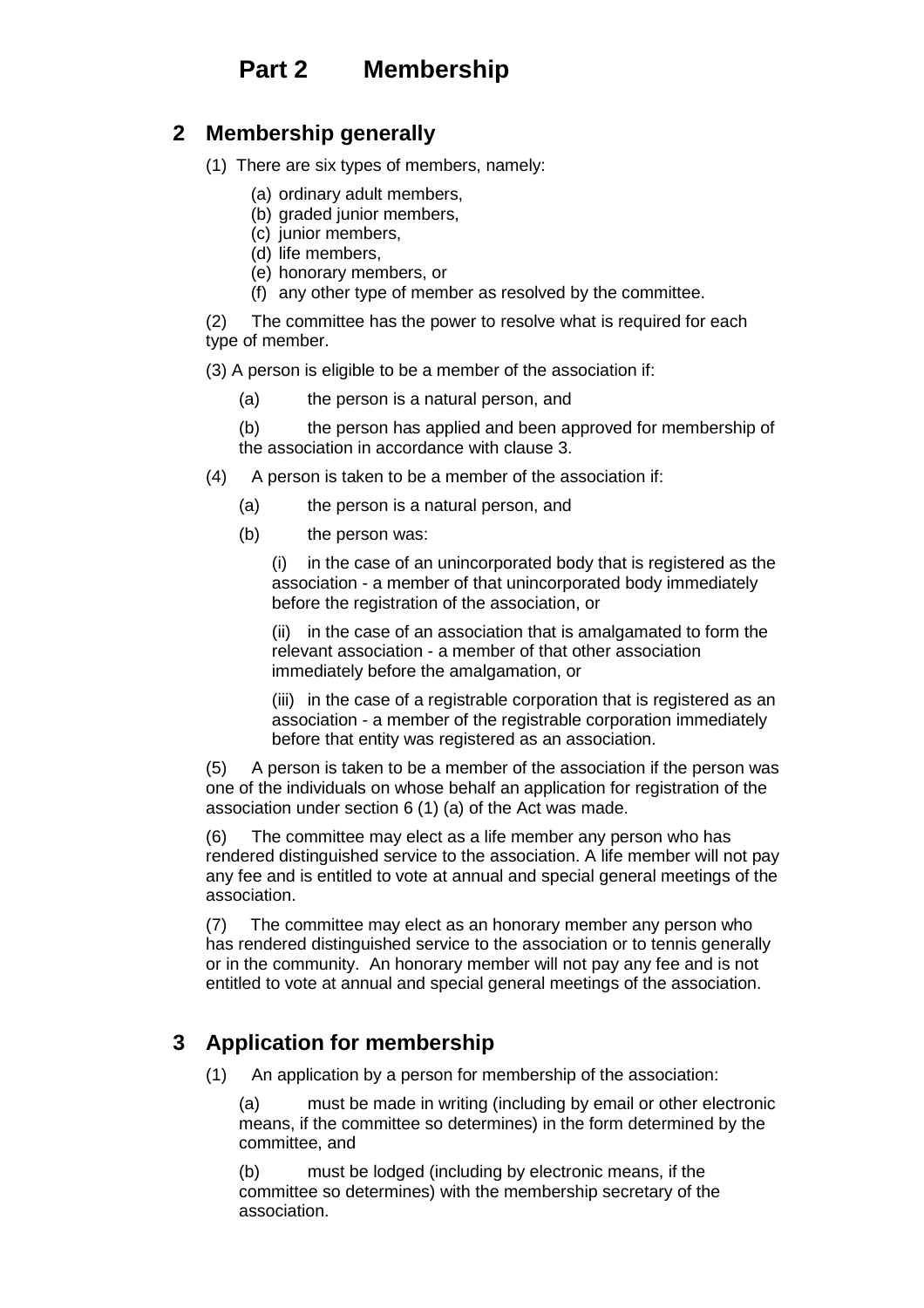# Part 2 Membership

## 2 Membership generally

(1) There are six types of members, namely:

(a) ordinary adult members,
(b) graded junior members,
(c) junior members,
(d) life members,
(e) honorary members, or
(f) any other type of member as resolved by the committee.

(2) The committee has the power to resolve what is required for each type of member.

(3) A person is eligible to be a member of the association if:

(a) the person is a natural person, and

(b) the person has applied and been approved for membership of the association in accordance with clause 3.

(4) A person is taken to be a member of the association if:

(a) the person is a natural person, and

(b) the person was:

(i) in the case of an unincorporated body that is registered as the association - a member of that unincorporated body immediately before the registration of the association, or

(ii) in the case of an association that is amalgamated to form the relevant association - a member of that other association immediately before the amalgamation, or

(iii) in the case of a registrable corporation that is registered as an association - a member of the registrable corporation immediately before that entity was registered as an association.

(5) A person is taken to be a member of the association if the person was one of the individuals on whose behalf an application for registration of the association under section 6 (1) (a) of the Act was made.

(6) The committee may elect as a life member any person who has rendered distinguished service to the association. A life member will not pay any fee and is entitled to vote at annual and special general meetings of the association.

(7) The committee may elect as an honorary member any person who has rendered distinguished service to the association or to tennis generally or in the community. An honorary member will not pay any fee and is not entitled to vote at annual and special general meetings of the association.

## 3 Application for membership

(1) An application by a person for membership of the association:

(a) must be made in writing (including by email or other electronic means, if the committee so determines) in the form determined by the committee, and

(b) must be lodged (including by electronic means, if the committee so determines) with the membership secretary of the association.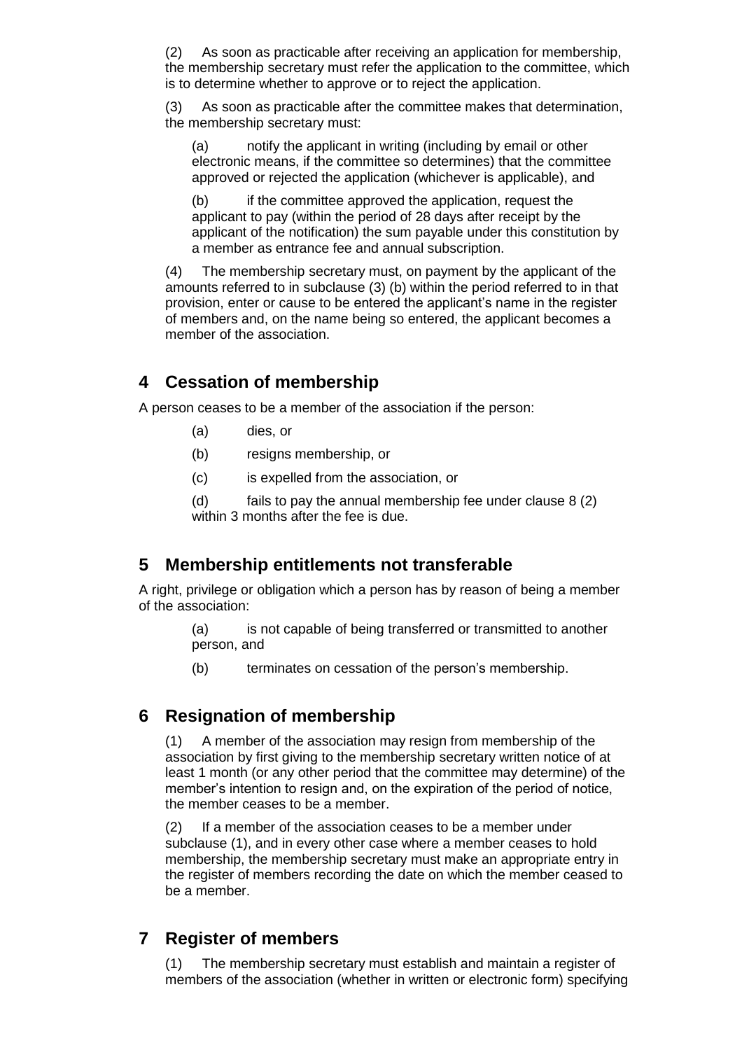(2) As soon as practicable after receiving an application for membership, the membership secretary must refer the application to the committee, which is to determine whether to approve or to reject the application.

(3) As soon as practicable after the committee makes that determination, the membership secretary must:

(a) notify the applicant in writing (including by email or other electronic means, if the committee so determines) that the committee approved or rejected the application (whichever is applicable), and

(b) if the committee approved the application, request the applicant to pay (within the period of 28 days after receipt by the applicant of the notification) the sum payable under this constitution by a member as entrance fee and annual subscription.

(4) The membership secretary must, on payment by the applicant of the amounts referred to in subclause (3) (b) within the period referred to in that provision, enter or cause to be entered the applicant's name in the register of members and, on the name being so entered, the applicant becomes a member of the association.

## 4 Cessation of membership

A person ceases to be a member of the association if the person:

(a) dies, or

(b) resigns membership, or

(c) is expelled from the association, or

(d) fails to pay the annual membership fee under clause 8 (2) within 3 months after the fee is due.

## 5 Membership entitlements not transferable

A right, privilege or obligation which a person has by reason of being a member of the association:

(a) is not capable of being transferred or transmitted to another person, and

(b) terminates on cessation of the person's membership.

## 6 Resignation of membership

(1) A member of the association may resign from membership of the association by first giving to the membership secretary written notice of at least 1 month (or any other period that the committee may determine) of the member's intention to resign and, on the expiration of the period of notice, the member ceases to be a member.

(2) If a member of the association ceases to be a member under subclause (1), and in every other case where a member ceases to hold membership, the membership secretary must make an appropriate entry in the register of members recording the date on which the member ceased to be a member.

## 7 Register of members

(1) The membership secretary must establish and maintain a register of members of the association (whether in written or electronic form) specifying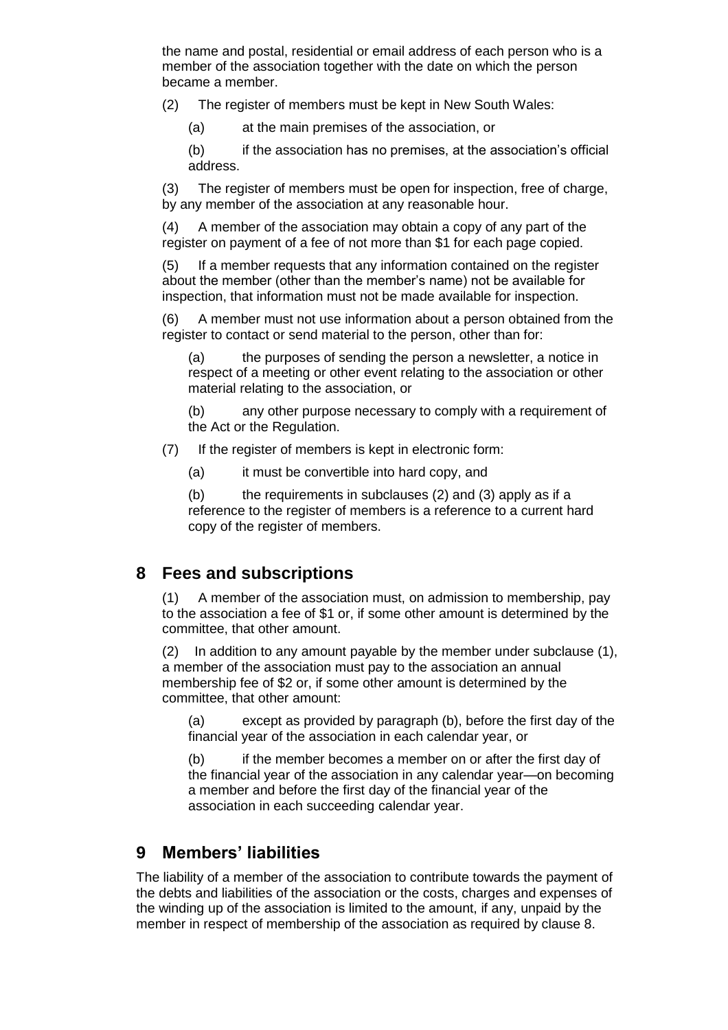the name and postal, residential or email address of each person who is a member of the association together with the date on which the person became a member.

(2) The register of members must be kept in New South Wales:

(a) at the main premises of the association, or

(b) if the association has no premises, at the association's official address.

(3) The register of members must be open for inspection, free of charge, by any member of the association at any reasonable hour.

(4) A member of the association may obtain a copy of any part of the register on payment of a fee of not more than $1 for each page copied.

(5) If a member requests that any information contained on the register about the member (other than the member's name) not be available for inspection, that information must not be made available for inspection.

(6) A member must not use information about a person obtained from the register to contact or send material to the person, other than for:

(a) the purposes of sending the person a newsletter, a notice in respect of a meeting or other event relating to the association or other material relating to the association, or

(b) any other purpose necessary to comply with a requirement of the Act or the Regulation.

(7) If the register of members is kept in electronic form:

(a) it must be convertible into hard copy, and

(b) the requirements in subclauses (2) and (3) apply as if a reference to the register of members is a reference to a current hard copy of the register of members.

## 8 Fees and subscriptions

(1) A member of the association must, on admission to membership, pay to the association a fee of $1 or, if some other amount is determined by the committee, that other amount.

(2) In addition to any amount payable by the member under subclause (1), a member of the association must pay to the association an annual membership fee of $2 or, if some other amount is determined by the committee, that other amount:

(a) except as provided by paragraph (b), before the first day of the financial year of the association in each calendar year, or

(b) if the member becomes a member on or after the first day of the financial year of the association in any calendar year—on becoming a member and before the first day of the financial year of the association in each succeeding calendar year.

## 9 Members' liabilities

The liability of a member of the association to contribute towards the payment of the debts and liabilities of the association or the costs, charges and expenses of the winding up of the association is limited to the amount, if any, unpaid by the member in respect of membership of the association as required by clause 8.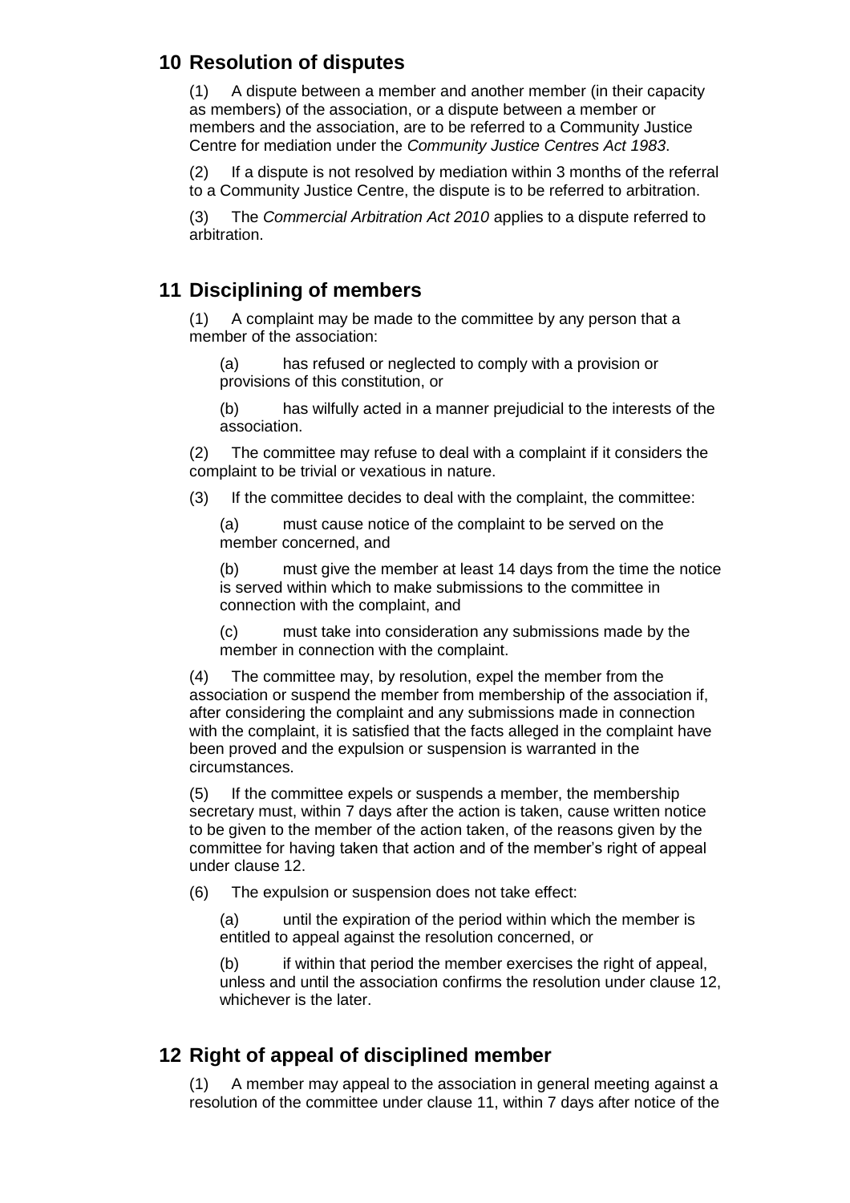## 10 Resolution of disputes

(1) A dispute between a member and another member (in their capacity as members) of the association, or a dispute between a member or members and the association, are to be referred to a Community Justice Centre for mediation under the *Community Justice Centres Act 1983*.

(2) If a dispute is not resolved by mediation within 3 months of the referral to a Community Justice Centre, the dispute is to be referred to arbitration.

(3) The *Commercial Arbitration Act 2010* applies to a dispute referred to arbitration.

## 11 Disciplining of members

(1) A complaint may be made to the committee by any person that a member of the association:

(a) has refused or neglected to comply with a provision or provisions of this constitution, or

(b) has wilfully acted in a manner prejudicial to the interests of the association.

(2) The committee may refuse to deal with a complaint if it considers the complaint to be trivial or vexatious in nature.

(3) If the committee decides to deal with the complaint, the committee:

(a) must cause notice of the complaint to be served on the member concerned, and

(b) must give the member at least 14 days from the time the notice is served within which to make submissions to the committee in connection with the complaint, and

(c) must take into consideration any submissions made by the member in connection with the complaint.

(4) The committee may, by resolution, expel the member from the association or suspend the member from membership of the association if, after considering the complaint and any submissions made in connection with the complaint, it is satisfied that the facts alleged in the complaint have been proved and the expulsion or suspension is warranted in the circumstances.

(5) If the committee expels or suspends a member, the membership secretary must, within 7 days after the action is taken, cause written notice to be given to the member of the action taken, of the reasons given by the committee for having taken that action and of the member's right of appeal under clause 12.

(6) The expulsion or suspension does not take effect:

(a) until the expiration of the period within which the member is entitled to appeal against the resolution concerned, or

(b) if within that period the member exercises the right of appeal, unless and until the association confirms the resolution under clause 12, whichever is the later.

## 12 Right of appeal of disciplined member

(1) A member may appeal to the association in general meeting against a resolution of the committee under clause 11, within 7 days after notice of the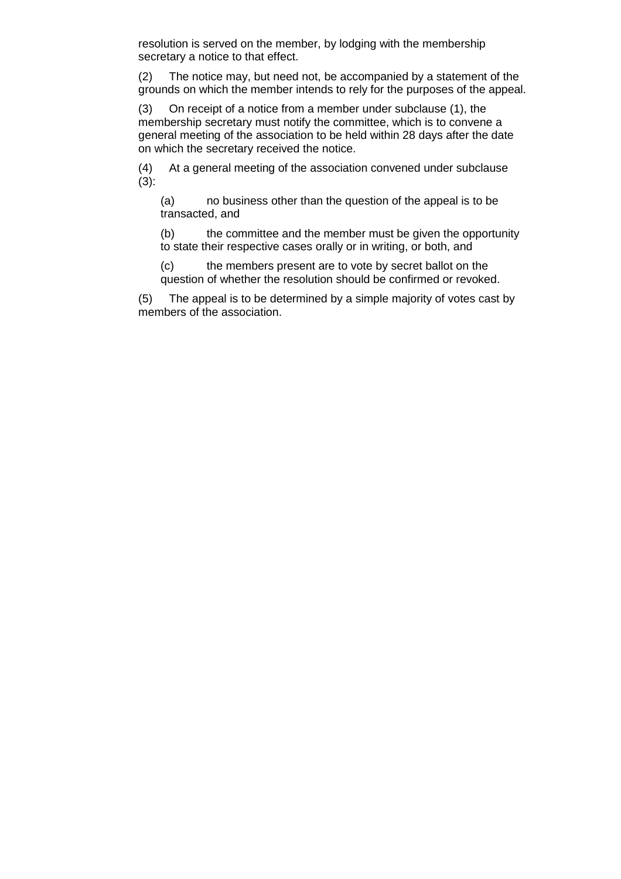resolution is served on the member, by lodging with the membership secretary a notice to that effect.

(2) The notice may, but need not, be accompanied by a statement of the grounds on which the member intends to rely for the purposes of the appeal.

(3) On receipt of a notice from a member under subclause (1), the membership secretary must notify the committee, which is to convene a general meeting of the association to be held within 28 days after the date on which the secretary received the notice.

(4) At a general meeting of the association convened under subclause (3):

(a) no business other than the question of the appeal is to be transacted, and

(b) the committee and the member must be given the opportunity to state their respective cases orally or in writing, or both, and

(c) the members present are to vote by secret ballot on the question of whether the resolution should be confirmed or revoked.

(5) The appeal is to be determined by a simple majority of votes cast by members of the association.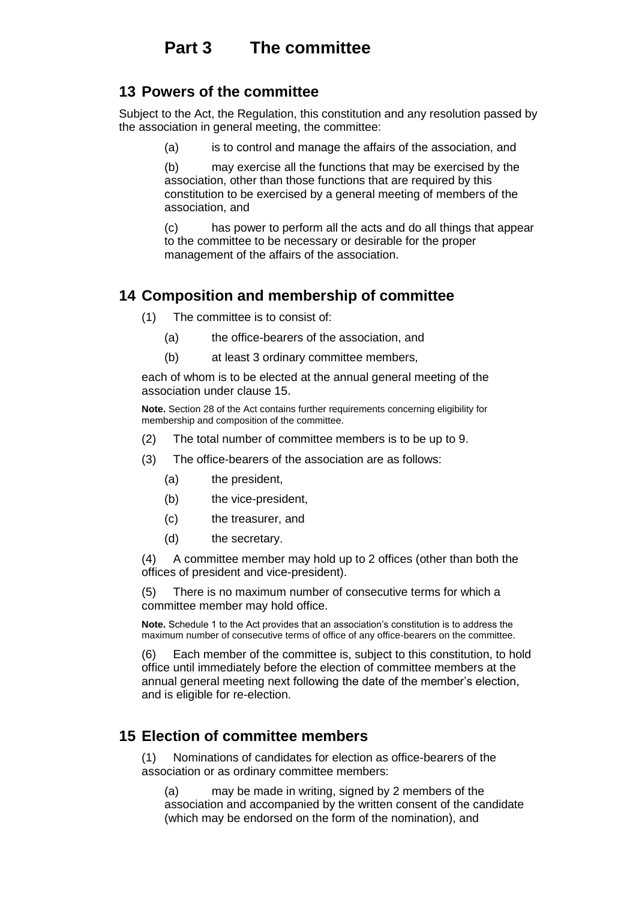# Part 3 The committee

## 13 Powers of the committee

Subject to the Act, the Regulation, this constitution and any resolution passed by the association in general meeting, the committee:

(a) is to control and manage the affairs of the association, and

(b) may exercise all the functions that may be exercised by the association, other than those functions that are required by this constitution to be exercised by a general meeting of members of the association, and

(c) has power to perform all the acts and do all things that appear to the committee to be necessary or desirable for the proper management of the affairs of the association.

## 14 Composition and membership of committee

(1) The committee is to consist of:

(a) the office-bearers of the association, and

(b) at least 3 ordinary committee members,

each of whom is to be elected at the annual general meeting of the association under clause 15.

**Note.** Section 28 of the Act contains further requirements concerning eligibility for membership and composition of the committee.

(2) The total number of committee members is to be up to 9.

(3) The office-bearers of the association are as follows:

(a) the president,

(b) the vice-president,

(c) the treasurer, and

(d) the secretary.

(4) A committee member may hold up to 2 offices (other than both the offices of president and vice-president).

(5) There is no maximum number of consecutive terms for which a committee member may hold office.

**Note.** Schedule 1 to the Act provides that an association's constitution is to address the maximum number of consecutive terms of office of any office-bearers on the committee.

(6) Each member of the committee is, subject to this constitution, to hold office until immediately before the election of committee members at the annual general meeting next following the date of the member's election, and is eligible for re-election.

## 15 Election of committee members

(1) Nominations of candidates for election as office-bearers of the association or as ordinary committee members:

(a) may be made in writing, signed by 2 members of the association and accompanied by the written consent of the candidate (which may be endorsed on the form of the nomination), and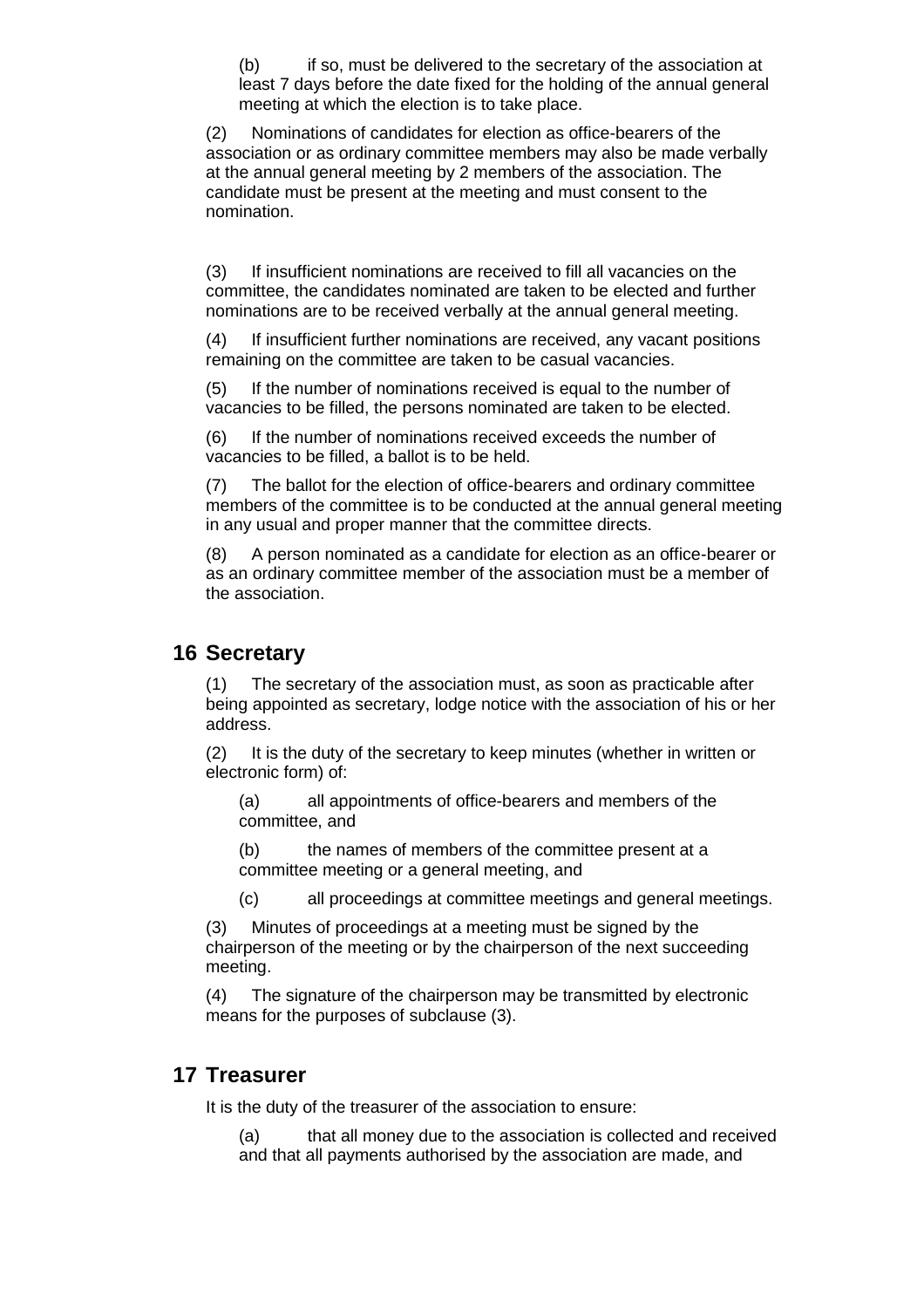(b) if so, must be delivered to the secretary of the association at least 7 days before the date fixed for the holding of the annual general meeting at which the election is to take place.

(2) Nominations of candidates for election as office-bearers of the association or as ordinary committee members may also be made verbally at the annual general meeting by 2 members of the association. The candidate must be present at the meeting and must consent to the nomination.

(3) If insufficient nominations are received to fill all vacancies on the committee, the candidates nominated are taken to be elected and further nominations are to be received verbally at the annual general meeting.

(4) If insufficient further nominations are received, any vacant positions remaining on the committee are taken to be casual vacancies.

(5) If the number of nominations received is equal to the number of vacancies to be filled, the persons nominated are taken to be elected.

(6) If the number of nominations received exceeds the number of vacancies to be filled, a ballot is to be held.

(7) The ballot for the election of office-bearers and ordinary committee members of the committee is to be conducted at the annual general meeting in any usual and proper manner that the committee directs.

(8) A person nominated as a candidate for election as an office-bearer or as an ordinary committee member of the association must be a member of the association.

## 16 Secretary

(1) The secretary of the association must, as soon as practicable after being appointed as secretary, lodge notice with the association of his or her address.

(2) It is the duty of the secretary to keep minutes (whether in written or electronic form) of:

(a) all appointments of office-bearers and members of the committee, and

(b) the names of members of the committee present at a committee meeting or a general meeting, and

(c) all proceedings at committee meetings and general meetings.

(3) Minutes of proceedings at a meeting must be signed by the chairperson of the meeting or by the chairperson of the next succeeding meeting.

(4) The signature of the chairperson may be transmitted by electronic means for the purposes of subclause (3).

## 17 Treasurer

It is the duty of the treasurer of the association to ensure:

(a) that all money due to the association is collected and received and that all payments authorised by the association are made, and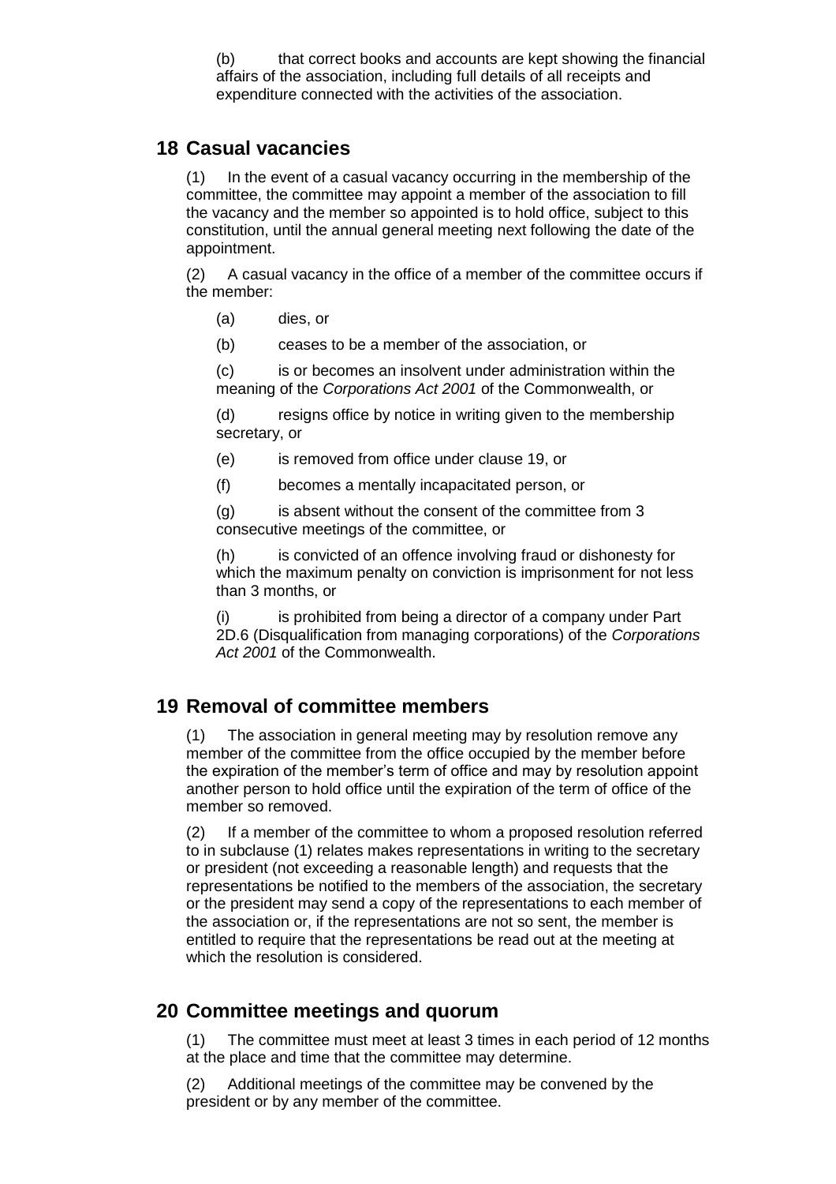(b) that correct books and accounts are kept showing the financial affairs of the association, including full details of all receipts and expenditure connected with the activities of the association.

## 18 Casual vacancies

(1) In the event of a casual vacancy occurring in the membership of the committee, the committee may appoint a member of the association to fill the vacancy and the member so appointed is to hold office, subject to this constitution, until the annual general meeting next following the date of the appointment.

(2) A casual vacancy in the office of a member of the committee occurs if the member:

(a) dies, or

(b) ceases to be a member of the association, or

(c) is or becomes an insolvent under administration within the meaning of the *Corporations Act 2001* of the Commonwealth, or

(d) resigns office by notice in writing given to the membership secretary, or

(e) is removed from office under clause 19, or

(f) becomes a mentally incapacitated person, or

(g) is absent without the consent of the committee from 3 consecutive meetings of the committee, or

(h) is convicted of an offence involving fraud or dishonesty for which the maximum penalty on conviction is imprisonment for not less than 3 months, or

(i) is prohibited from being a director of a company under Part 2D.6 (Disqualification from managing corporations) of the *Corporations Act 2001* of the Commonwealth.

## 19 Removal of committee members

(1) The association in general meeting may by resolution remove any member of the committee from the office occupied by the member before the expiration of the member's term of office and may by resolution appoint another person to hold office until the expiration of the term of office of the member so removed.

(2) If a member of the committee to whom a proposed resolution referred to in subclause (1) relates makes representations in writing to the secretary or president (not exceeding a reasonable length) and requests that the representations be notified to the members of the association, the secretary or the president may send a copy of the representations to each member of the association or, if the representations are not so sent, the member is entitled to require that the representations be read out at the meeting at which the resolution is considered.

## 20 Committee meetings and quorum

(1) The committee must meet at least 3 times in each period of 12 months at the place and time that the committee may determine.

(2) Additional meetings of the committee may be convened by the president or by any member of the committee.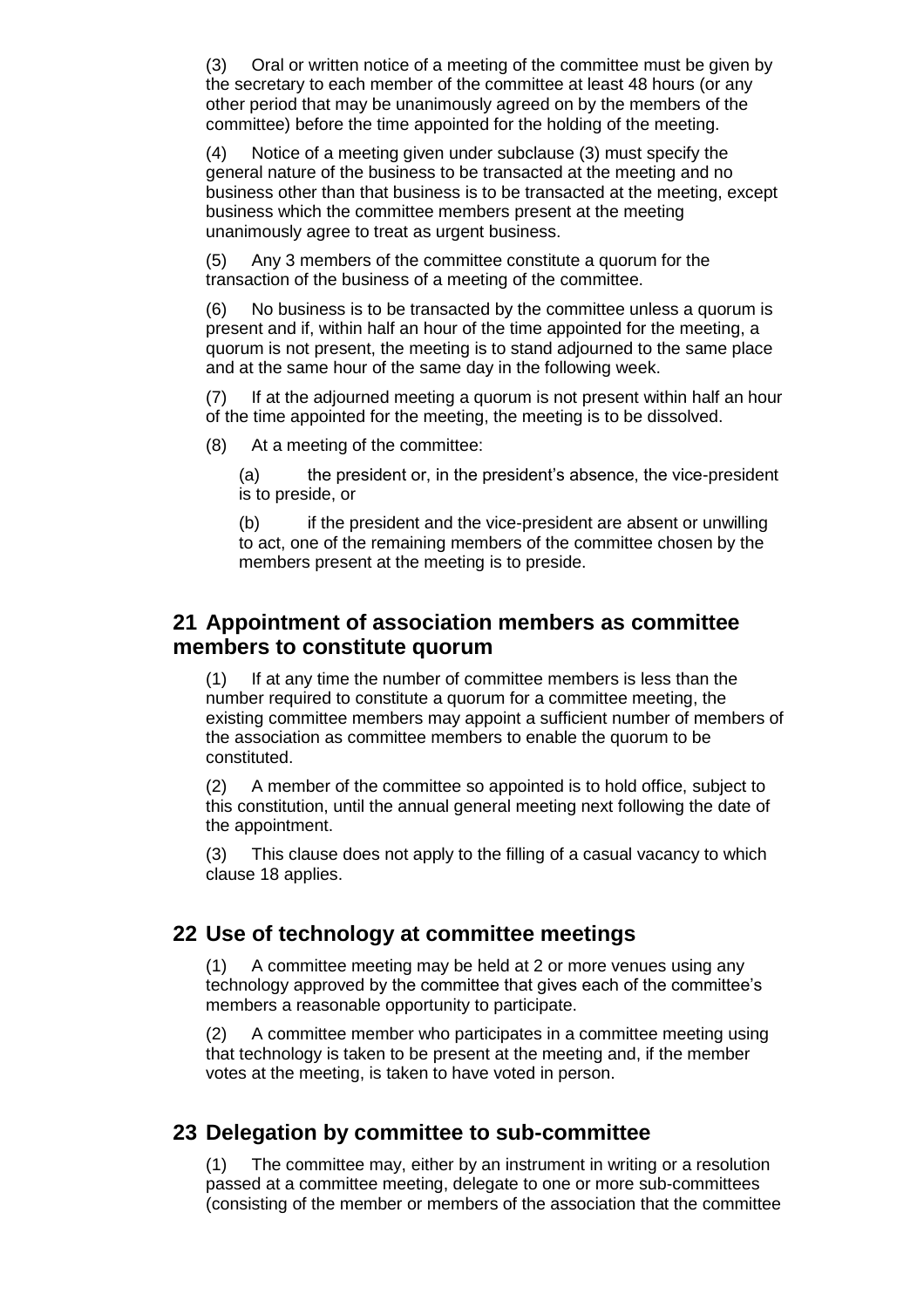(3) Oral or written notice of a meeting of the committee must be given by the secretary to each member of the committee at least 48 hours (or any other period that may be unanimously agreed on by the members of the committee) before the time appointed for the holding of the meeting.

(4) Notice of a meeting given under subclause (3) must specify the general nature of the business to be transacted at the meeting and no business other than that business is to be transacted at the meeting, except business which the committee members present at the meeting unanimously agree to treat as urgent business.

(5) Any 3 members of the committee constitute a quorum for the transaction of the business of a meeting of the committee.

(6) No business is to be transacted by the committee unless a quorum is present and if, within half an hour of the time appointed for the meeting, a quorum is not present, the meeting is to stand adjourned to the same place and at the same hour of the same day in the following week.

(7) If at the adjourned meeting a quorum is not present within half an hour of the time appointed for the meeting, the meeting is to be dissolved.

(8) At a meeting of the committee:

(a) the president or, in the president's absence, the vice-president is to preside, or

(b) if the president and the vice-president are absent or unwilling to act, one of the remaining members of the committee chosen by the members present at the meeting is to preside.

## 21 Appointment of association members as committee members to constitute quorum

(1) If at any time the number of committee members is less than the number required to constitute a quorum for a committee meeting, the existing committee members may appoint a sufficient number of members of the association as committee members to enable the quorum to be constituted.

(2) A member of the committee so appointed is to hold office, subject to this constitution, until the annual general meeting next following the date of the appointment.

(3) This clause does not apply to the filling of a casual vacancy to which clause 18 applies.

## 22 Use of technology at committee meetings

(1) A committee meeting may be held at 2 or more venues using any technology approved by the committee that gives each of the committee's members a reasonable opportunity to participate.

(2) A committee member who participates in a committee meeting using that technology is taken to be present at the meeting and, if the member votes at the meeting, is taken to have voted in person.

## 23 Delegation by committee to sub-committee

(1) The committee may, either by an instrument in writing or a resolution passed at a committee meeting, delegate to one or more sub-committees (consisting of the member or members of the association that the committee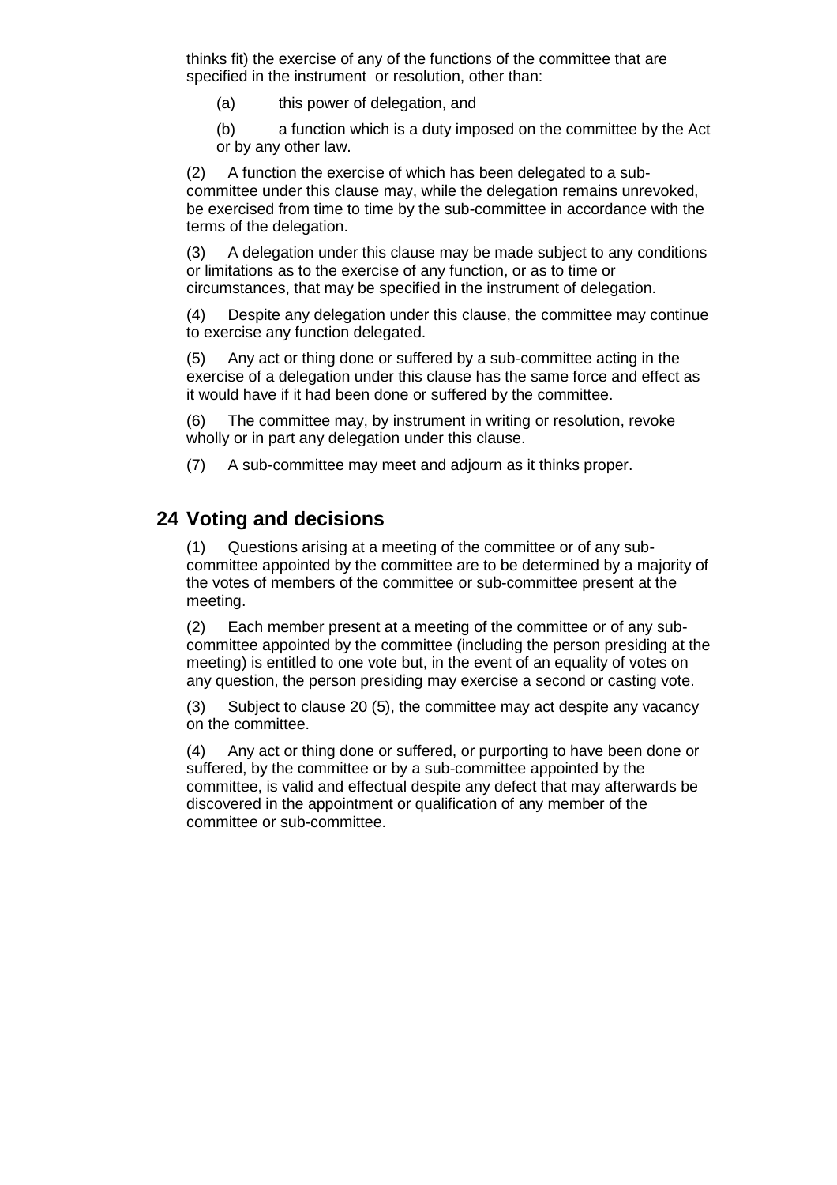thinks fit) the exercise of any of the functions of the committee that are specified in the instrument or resolution, other than:

(a) this power of delegation, and

(b) a function which is a duty imposed on the committee by the Act or by any other law.

(2) A function the exercise of which has been delegated to a sub-committee under this clause may, while the delegation remains unrevoked, be exercised from time to time by the sub-committee in accordance with the terms of the delegation.

(3) A delegation under this clause may be made subject to any conditions or limitations as to the exercise of any function, or as to time or circumstances, that may be specified in the instrument of delegation.

(4) Despite any delegation under this clause, the committee may continue to exercise any function delegated.

(5) Any act or thing done or suffered by a sub-committee acting in the exercise of a delegation under this clause has the same force and effect as it would have if it had been done or suffered by the committee.

(6) The committee may, by instrument in writing or resolution, revoke wholly or in part any delegation under this clause.

(7) A sub-committee may meet and adjourn as it thinks proper.

## 24 Voting and decisions

(1) Questions arising at a meeting of the committee or of any sub-committee appointed by the committee are to be determined by a majority of the votes of members of the committee or sub-committee present at the meeting.

(2) Each member present at a meeting of the committee or of any sub-committee appointed by the committee (including the person presiding at the meeting) is entitled to one vote but, in the event of an equality of votes on any question, the person presiding may exercise a second or casting vote.

(3) Subject to clause 20 (5), the committee may act despite any vacancy on the committee.

(4) Any act or thing done or suffered, or purporting to have been done or suffered, by the committee or by a sub-committee appointed by the committee, is valid and effectual despite any defect that may afterwards be discovered in the appointment or qualification of any member of the committee or sub-committee.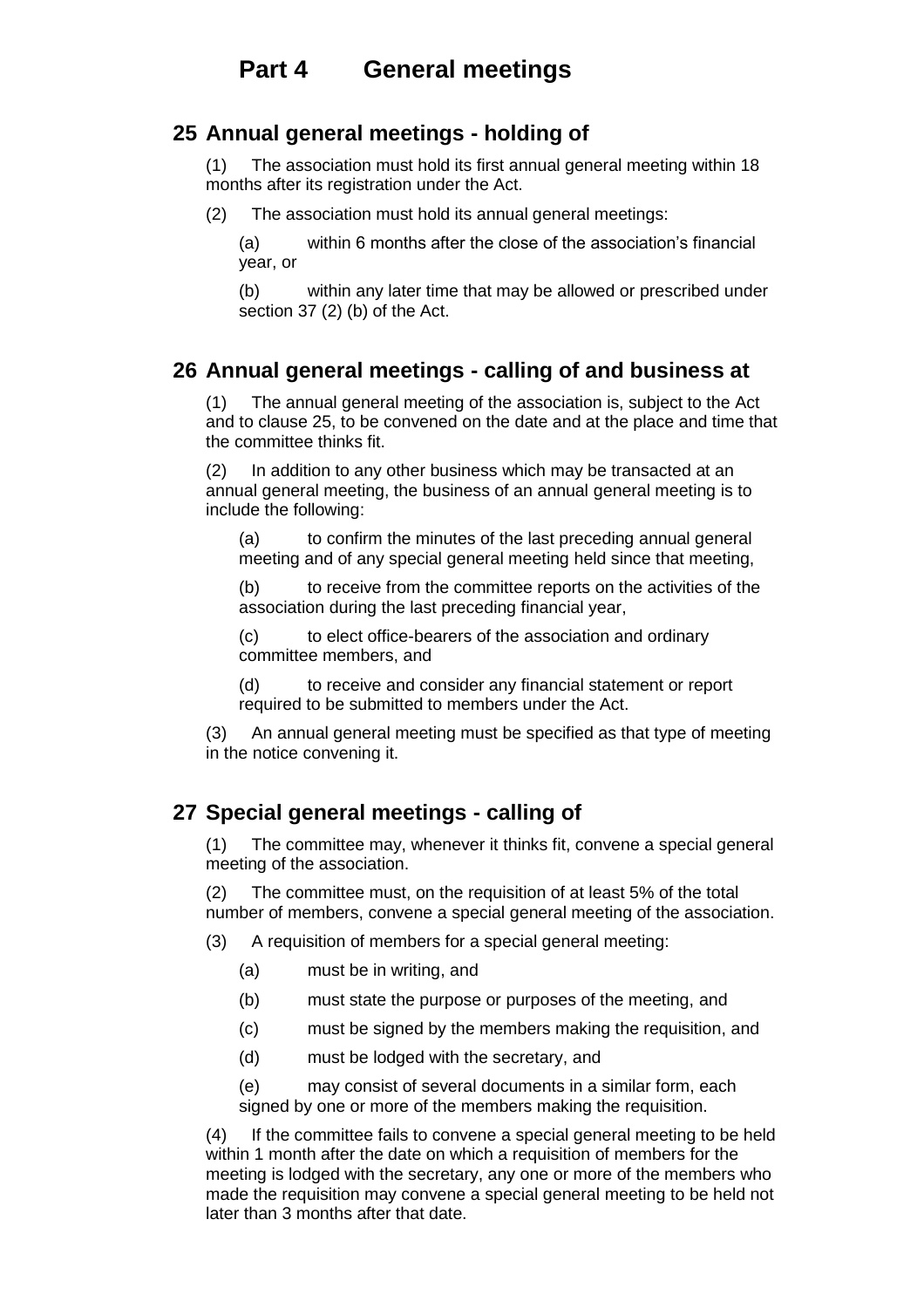# Part 4 General meetings

## 25 Annual general meetings - holding of

(1) The association must hold its first annual general meeting within 18 months after its registration under the Act.

(2) The association must hold its annual general meetings:

(a) within 6 months after the close of the association's financial year, or

(b) within any later time that may be allowed or prescribed under section 37 (2) (b) of the Act.

## 26 Annual general meetings - calling of and business at

(1) The annual general meeting of the association is, subject to the Act and to clause 25, to be convened on the date and at the place and time that the committee thinks fit.

(2) In addition to any other business which may be transacted at an annual general meeting, the business of an annual general meeting is to include the following:

(a) to confirm the minutes of the last preceding annual general meeting and of any special general meeting held since that meeting,

(b) to receive from the committee reports on the activities of the association during the last preceding financial year,

(c) to elect office-bearers of the association and ordinary committee members, and

(d) to receive and consider any financial statement or report required to be submitted to members under the Act.

(3) An annual general meeting must be specified as that type of meeting in the notice convening it.

## 27 Special general meetings - calling of

(1) The committee may, whenever it thinks fit, convene a special general meeting of the association.

(2) The committee must, on the requisition of at least 5% of the total number of members, convene a special general meeting of the association.

(3) A requisition of members for a special general meeting:

(a) must be in writing, and

(b) must state the purpose or purposes of the meeting, and

(c) must be signed by the members making the requisition, and

(d) must be lodged with the secretary, and

(e) may consist of several documents in a similar form, each signed by one or more of the members making the requisition.

(4) If the committee fails to convene a special general meeting to be held within 1 month after the date on which a requisition of members for the meeting is lodged with the secretary, any one or more of the members who made the requisition may convene a special general meeting to be held not later than 3 months after that date.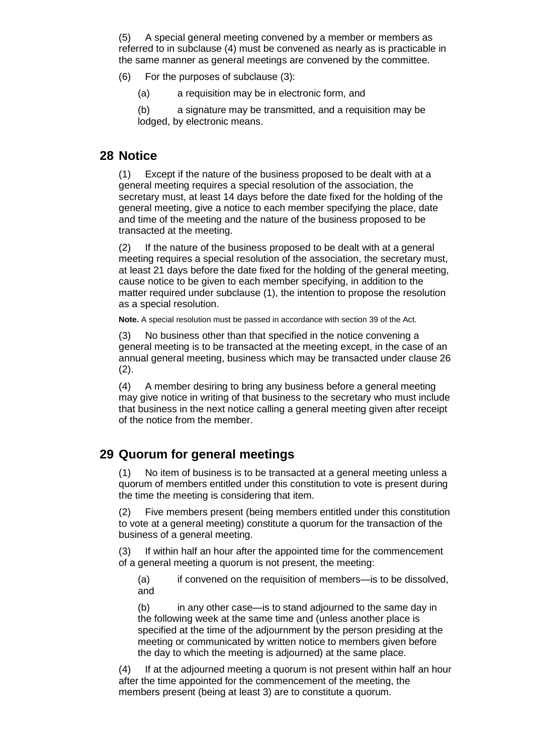(5) A special general meeting convened by a member or members as referred to in subclause (4) must be convened as nearly as is practicable in the same manner as general meetings are convened by the committee.

(6) For the purposes of subclause (3):

(a) a requisition may be in electronic form, and

(b) a signature may be transmitted, and a requisition may be lodged, by electronic means.

## 28 Notice

(1) Except if the nature of the business proposed to be dealt with at a general meeting requires a special resolution of the association, the secretary must, at least 14 days before the date fixed for the holding of the general meeting, give a notice to each member specifying the place, date and time of the meeting and the nature of the business proposed to be transacted at the meeting.

(2) If the nature of the business proposed to be dealt with at a general meeting requires a special resolution of the association, the secretary must, at least 21 days before the date fixed for the holding of the general meeting, cause notice to be given to each member specifying, in addition to the matter required under subclause (1), the intention to propose the resolution as a special resolution.

**Note.** A special resolution must be passed in accordance with section 39 of the Act.

(3) No business other than that specified in the notice convening a general meeting is to be transacted at the meeting except, in the case of an annual general meeting, business which may be transacted under clause 26 (2).

(4) A member desiring to bring any business before a general meeting may give notice in writing of that business to the secretary who must include that business in the next notice calling a general meeting given after receipt of the notice from the member.

## 29 Quorum for general meetings

(1) No item of business is to be transacted at a general meeting unless a quorum of members entitled under this constitution to vote is present during the time the meeting is considering that item.

(2) Five members present (being members entitled under this constitution to vote at a general meeting) constitute a quorum for the transaction of the business of a general meeting.

(3) If within half an hour after the appointed time for the commencement of a general meeting a quorum is not present, the meeting:

(a) if convened on the requisition of members—is to be dissolved, and

(b) in any other case—is to stand adjourned to the same day in the following week at the same time and (unless another place is specified at the time of the adjournment by the person presiding at the meeting or communicated by written notice to members given before the day to which the meeting is adjourned) at the same place.

(4) If at the adjourned meeting a quorum is not present within half an hour after the time appointed for the commencement of the meeting, the members present (being at least 3) are to constitute a quorum.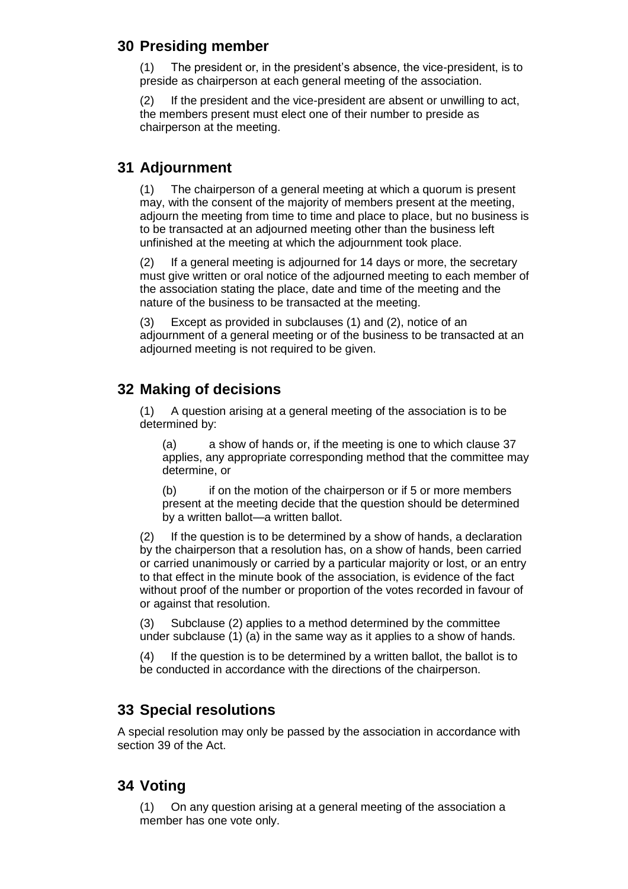## 30 Presiding member

(1) The president or, in the president's absence, the vice-president, is to preside as chairperson at each general meeting of the association.

(2) If the president and the vice-president are absent or unwilling to act, the members present must elect one of their number to preside as chairperson at the meeting.

## 31 Adjournment

(1) The chairperson of a general meeting at which a quorum is present may, with the consent of the majority of members present at the meeting, adjourn the meeting from time to time and place to place, but no business is to be transacted at an adjourned meeting other than the business left unfinished at the meeting at which the adjournment took place.

(2) If a general meeting is adjourned for 14 days or more, the secretary must give written or oral notice of the adjourned meeting to each member of the association stating the place, date and time of the meeting and the nature of the business to be transacted at the meeting.

(3) Except as provided in subclauses (1) and (2), notice of an adjournment of a general meeting or of the business to be transacted at an adjourned meeting is not required to be given.

## 32 Making of decisions

(1) A question arising at a general meeting of the association is to be determined by:

(a) a show of hands or, if the meeting is one to which clause 37 applies, any appropriate corresponding method that the committee may determine, or

(b) if on the motion of the chairperson or if 5 or more members present at the meeting decide that the question should be determined by a written ballot—a written ballot.

(2) If the question is to be determined by a show of hands, a declaration by the chairperson that a resolution has, on a show of hands, been carried or carried unanimously or carried by a particular majority or lost, or an entry to that effect in the minute book of the association, is evidence of the fact without proof of the number or proportion of the votes recorded in favour of or against that resolution.

(3) Subclause (2) applies to a method determined by the committee under subclause (1) (a) in the same way as it applies to a show of hands.

(4) If the question is to be determined by a written ballot, the ballot is to be conducted in accordance with the directions of the chairperson.

## 33 Special resolutions

A special resolution may only be passed by the association in accordance with section 39 of the Act.

## 34 Voting

(1) On any question arising at a general meeting of the association a member has one vote only.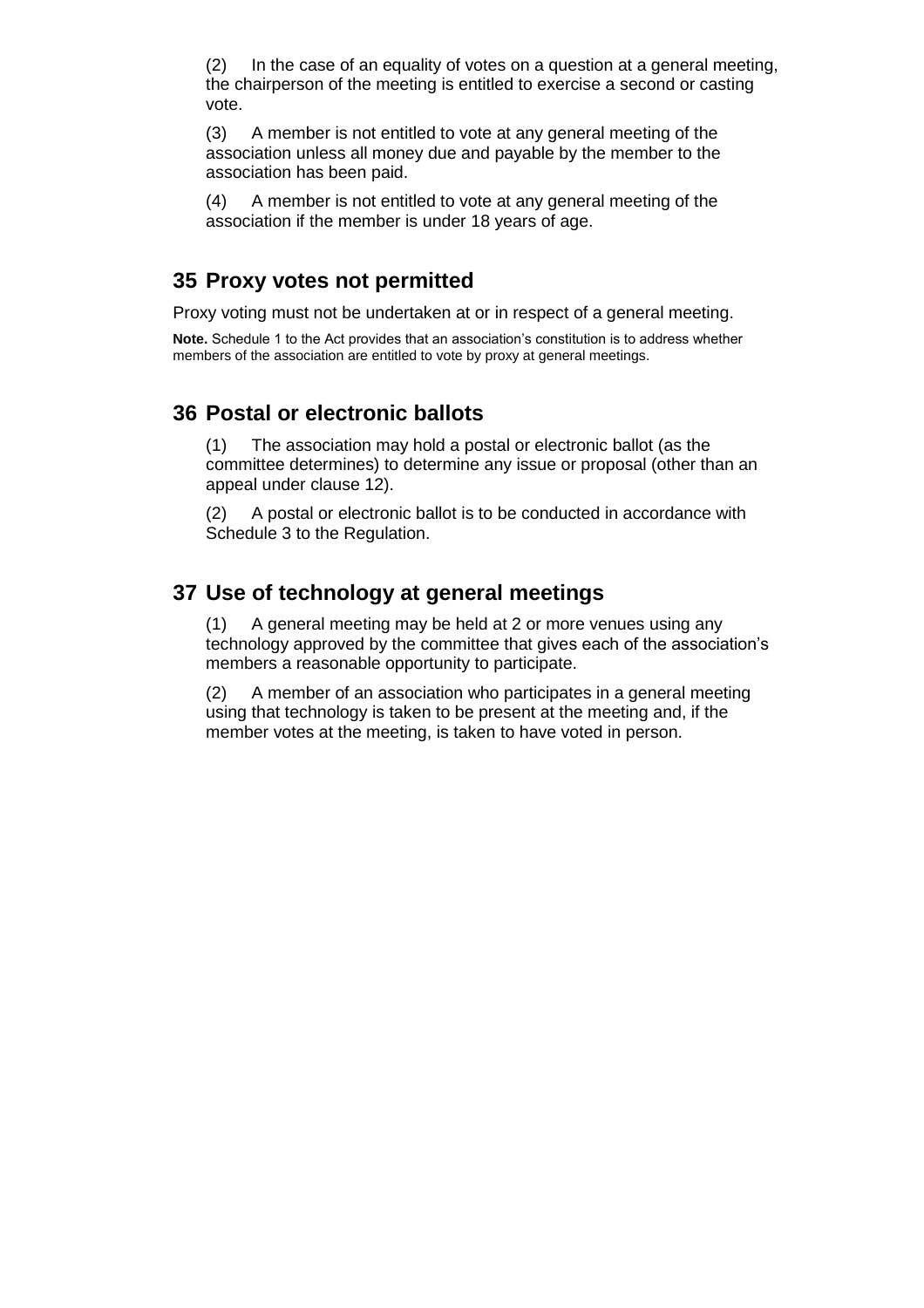(2) In the case of an equality of votes on a question at a general meeting, the chairperson of the meeting is entitled to exercise a second or casting vote.

(3) A member is not entitled to vote at any general meeting of the association unless all money due and payable by the member to the association has been paid.

(4) A member is not entitled to vote at any general meeting of the association if the member is under 18 years of age.

## 35 Proxy votes not permitted

Proxy voting must not be undertaken at or in respect of a general meeting.

**Note.** Schedule 1 to the Act provides that an association's constitution is to address whether members of the association are entitled to vote by proxy at general meetings.

## 36 Postal or electronic ballots

(1) The association may hold a postal or electronic ballot (as the committee determines) to determine any issue or proposal (other than an appeal under clause 12).

(2) A postal or electronic ballot is to be conducted in accordance with Schedule 3 to the Regulation.

## 37 Use of technology at general meetings

(1) A general meeting may be held at 2 or more venues using any technology approved by the committee that gives each of the association's members a reasonable opportunity to participate.

(2) A member of an association who participates in a general meeting using that technology is taken to be present at the meeting and, if the member votes at the meeting, is taken to have voted in person.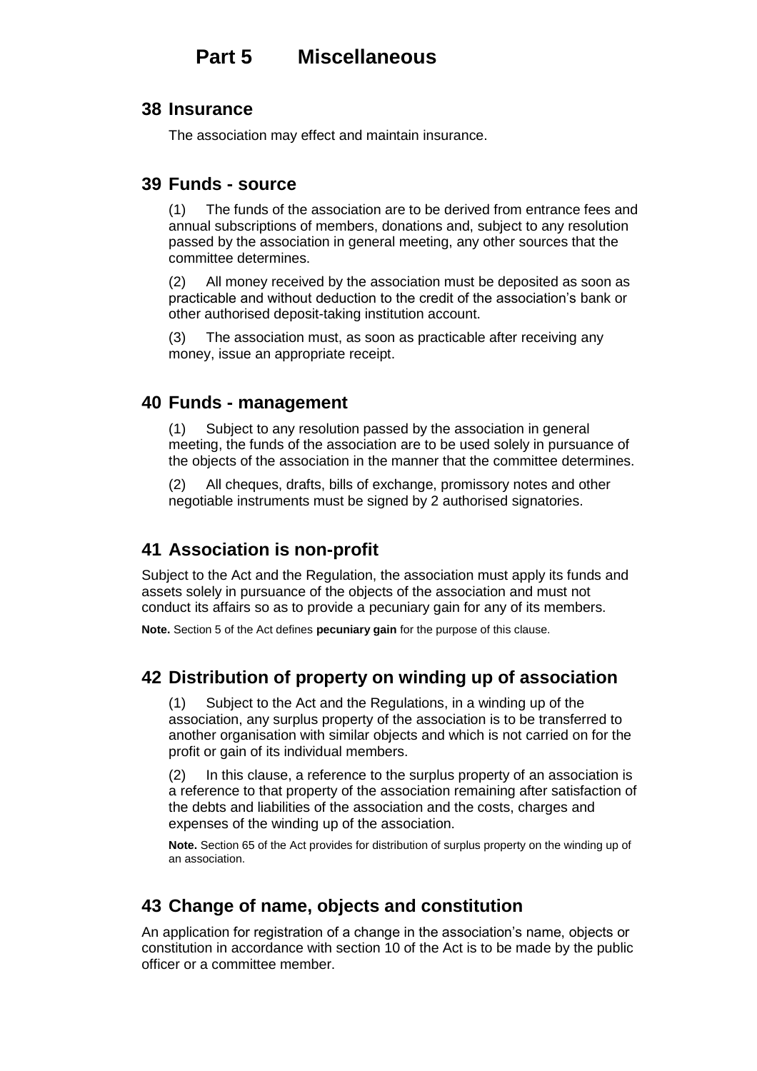# Part 5 Miscellaneous

## 38 Insurance

The association may effect and maintain insurance.

## 39 Funds - source

(1) The funds of the association are to be derived from entrance fees and annual subscriptions of members, donations and, subject to any resolution passed by the association in general meeting, any other sources that the committee determines.

(2) All money received by the association must be deposited as soon as practicable and without deduction to the credit of the association's bank or other authorised deposit-taking institution account.

(3) The association must, as soon as practicable after receiving any money, issue an appropriate receipt.

## 40 Funds - management

(1) Subject to any resolution passed by the association in general meeting, the funds of the association are to be used solely in pursuance of the objects of the association in the manner that the committee determines.

(2) All cheques, drafts, bills of exchange, promissory notes and other negotiable instruments must be signed by 2 authorised signatories.

## 41 Association is non-profit

Subject to the Act and the Regulation, the association must apply its funds and assets solely in pursuance of the objects of the association and must not conduct its affairs so as to provide a pecuniary gain for any of its members.

**Note.** Section 5 of the Act defines **pecuniary gain** for the purpose of this clause.

## 42 Distribution of property on winding up of association

(1) Subject to the Act and the Regulations, in a winding up of the association, any surplus property of the association is to be transferred to another organisation with similar objects and which is not carried on for the profit or gain of its individual members.

(2) In this clause, a reference to the surplus property of an association is a reference to that property of the association remaining after satisfaction of the debts and liabilities of the association and the costs, charges and expenses of the winding up of the association.

**Note.** Section 65 of the Act provides for distribution of surplus property on the winding up of an association.

## 43 Change of name, objects and constitution

An application for registration of a change in the association's name, objects or constitution in accordance with section 10 of the Act is to be made by the public officer or a committee member.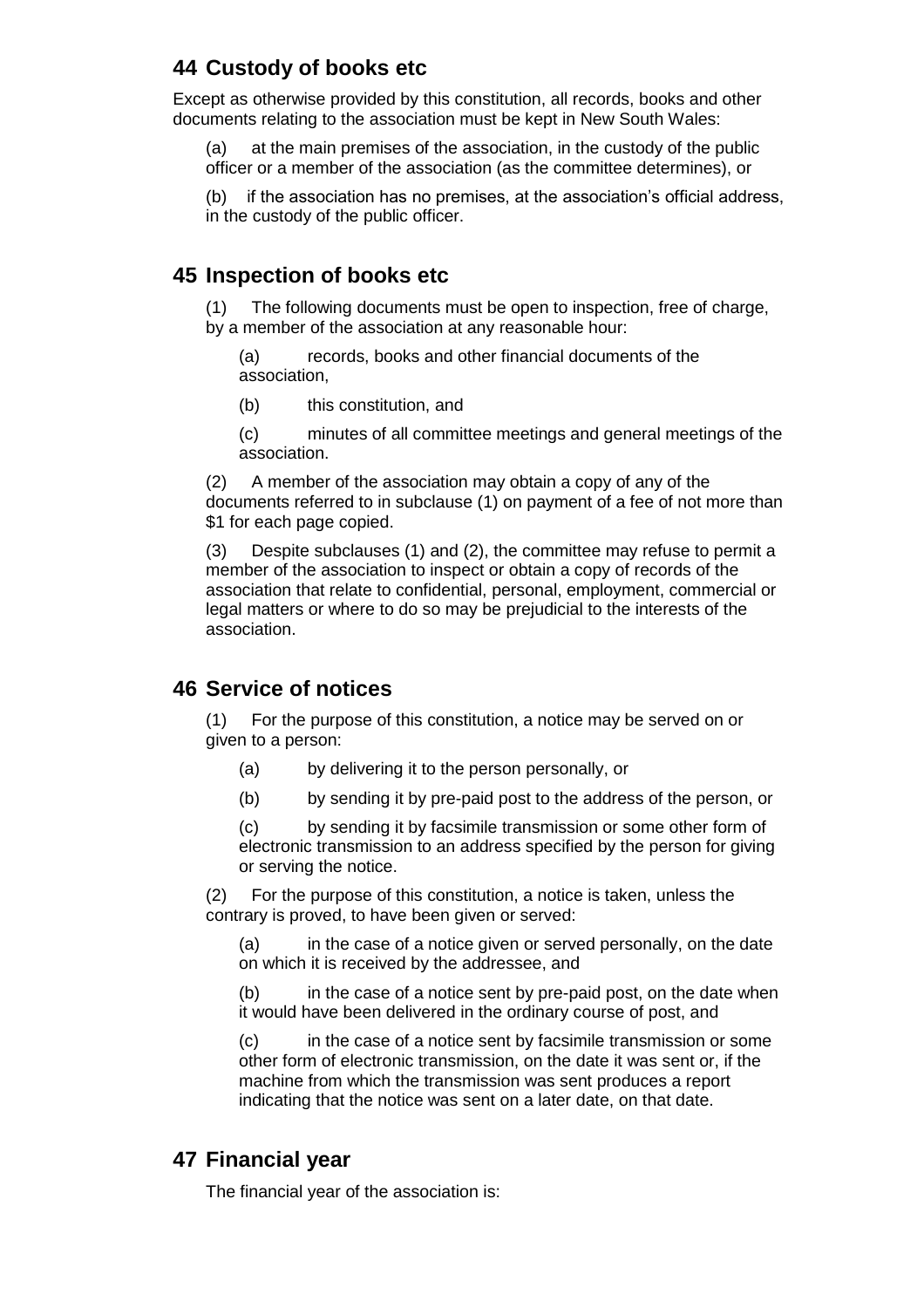## 44 Custody of books etc

Except as otherwise provided by this constitution, all records, books and other documents relating to the association must be kept in New South Wales:

(a) at the main premises of the association, in the custody of the public officer or a member of the association (as the committee determines), or

(b) if the association has no premises, at the association's official address, in the custody of the public officer.

## 45 Inspection of books etc

(1) The following documents must be open to inspection, free of charge, by a member of the association at any reasonable hour:

(a) records, books and other financial documents of the association,

(b) this constitution, and

(c) minutes of all committee meetings and general meetings of the association.

(2) A member of the association may obtain a copy of any of the documents referred to in subclause (1) on payment of a fee of not more than $1 for each page copied.

(3) Despite subclauses (1) and (2), the committee may refuse to permit a member of the association to inspect or obtain a copy of records of the association that relate to confidential, personal, employment, commercial or legal matters or where to do so may be prejudicial to the interests of the association.

## 46 Service of notices

(1) For the purpose of this constitution, a notice may be served on or given to a person:

(a) by delivering it to the person personally, or

(b) by sending it by pre-paid post to the address of the person, or

(c) by sending it by facsimile transmission or some other form of electronic transmission to an address specified by the person for giving or serving the notice.

(2) For the purpose of this constitution, a notice is taken, unless the contrary is proved, to have been given or served:

(a) in the case of a notice given or served personally, on the date on which it is received by the addressee, and

(b) in the case of a notice sent by pre-paid post, on the date when it would have been delivered in the ordinary course of post, and

(c) in the case of a notice sent by facsimile transmission or some other form of electronic transmission, on the date it was sent or, if the machine from which the transmission was sent produces a report indicating that the notice was sent on a later date, on that date.

## 47 Financial year

The financial year of the association is: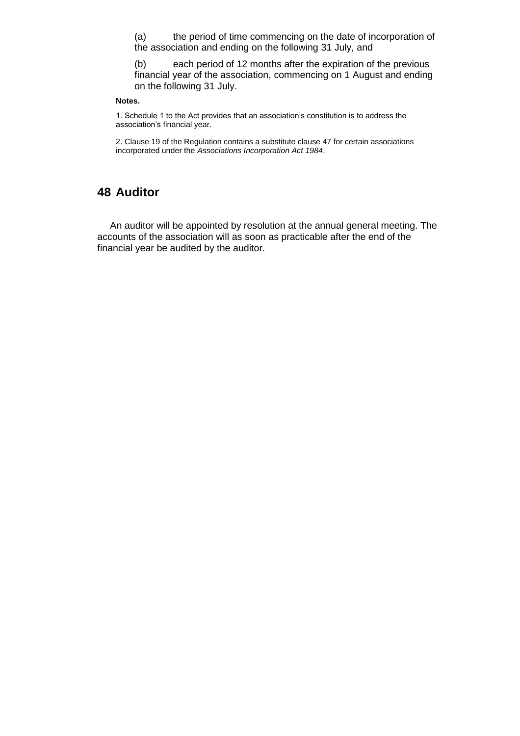(a) the period of time commencing on the date of incorporation of the association and ending on the following 31 July, and

(b) each period of 12 months after the expiration of the previous financial year of the association, commencing on 1 August and ending on the following 31 July.

**Notes.**

1. Schedule 1 to the Act provides that an association's constitution is to address the association's financial year.

2. Clause 19 of the Regulation contains a substitute clause 47 for certain associations incorporated under the *Associations Incorporation Act 1984*.

## 48 Auditor

An auditor will be appointed by resolution at the annual general meeting. The accounts of the association will as soon as practicable after the end of the financial year be audited by the auditor.